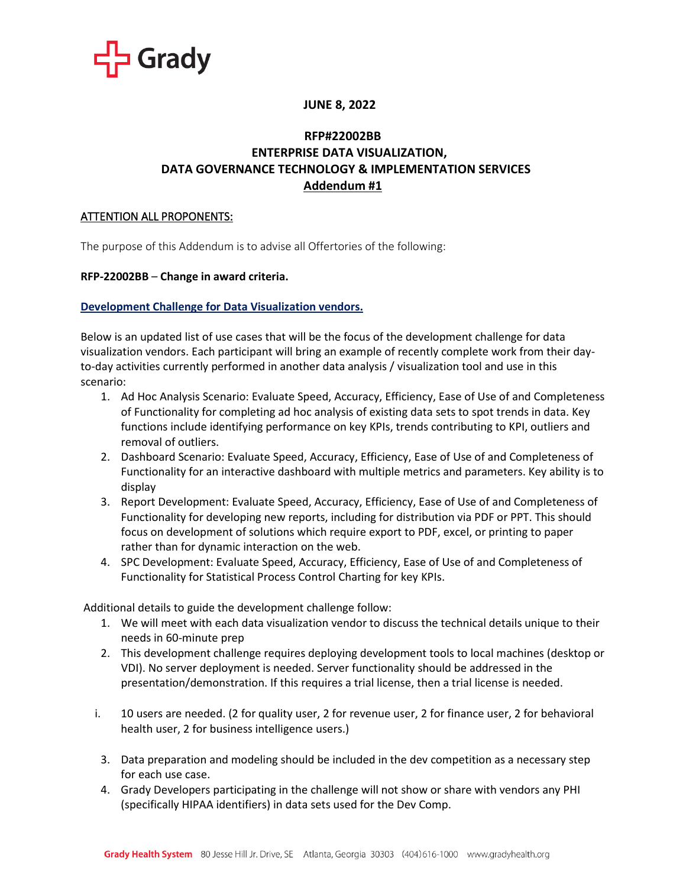Grady

**JUNE 8, 2022**

# RFP#22002BB
# ENTERPRISE DATA VISUALIZATION, DATA GOVERNANCE TECHNOLOGY & IMPLEMENTATION SERVICES
## Addendum #1

**ATTENTION ALL PROPONENTS:**

The purpose of this Addendum is to advise all Offertories of the following:

**RFP-22002BB** – **Change in award criteria.**

**Development Challenge for Data Visualization vendors.**

Below is an updated list of use cases that will be the focus of the development challenge for data visualization vendors. Each participant will bring an example of recently complete work from their day-to-day activities currently performed in another data analysis / visualization tool and use in this scenario:

1. Ad Hoc Analysis Scenario: Evaluate Speed, Accuracy, Efficiency, Ease of Use of and Completeness of Functionality for completing ad hoc analysis of existing data sets to spot trends in data. Key functions include identifying performance on key KPIs, trends contributing to KPI, outliers and removal of outliers.
2. Dashboard Scenario: Evaluate Speed, Accuracy, Efficiency, Ease of Use of and Completeness of Functionality for an interactive dashboard with multiple metrics and parameters. Key ability is to display
3. Report Development: Evaluate Speed, Accuracy, Efficiency, Ease of Use of and Completeness of Functionality for developing new reports, including for distribution via PDF or PPT. This should focus on development of solutions which require export to PDF, excel, or printing to paper rather than for dynamic interaction on the web.
4. SPC Development: Evaluate Speed, Accuracy, Efficiency, Ease of Use of and Completeness of Functionality for Statistical Process Control Charting for key KPIs.

Additional details to guide the development challenge follow:

1. We will meet with each data visualization vendor to discuss the technical details unique to their needs in 60-minute prep
2. This development challenge requires deploying development tools to local machines (desktop or VDI). No server deployment is needed. Server functionality should be addressed in the presentation/demonstration. If this requires a trial license, then a trial license is needed.

   i. 10 users are needed. (2 for quality user, 2 for revenue user, 2 for finance user, 2 for behavioral health user, 2 for business intelligence users.)

3. Data preparation and modeling should be included in the dev competition as a necessary step for each use case.
4. Grady Developers participating in the challenge will not show or share with vendors any PHI (specifically HIPAA identifiers) in data sets used for the Dev Comp.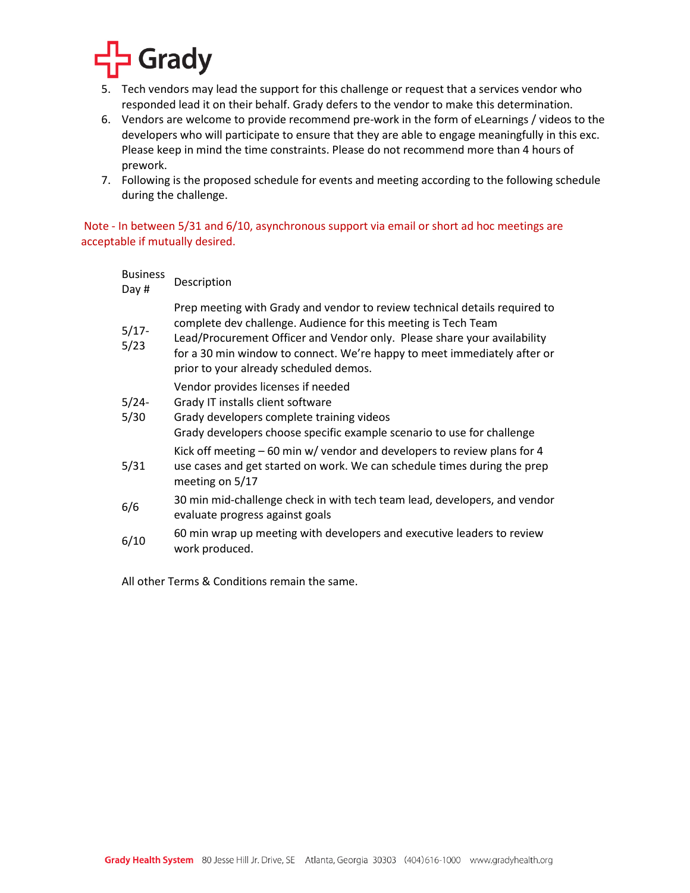5. Tech vendors may lead the support for this challenge or request that a services vendor who responded lead it on their behalf. Grady defers to the vendor to make this determination.
6. Vendors are welcome to provide recommend pre-work in the form of eLearnings / videos to the developers who will participate to ensure that they are able to engage meaningfully in this exc. Please keep in mind the time constraints. Please do not recommend more than 4 hours of prework.
7. Following is the proposed schedule for events and meeting according to the following schedule during the challenge.

Note - In between 5/31 and 6/10, asynchronous support via email or short ad hoc meetings are acceptable if mutually desired.

| Business Day # | Description |
|---|---|
| 5/17-5/23 | Prep meeting with Grady and vendor to review technical details required to complete dev challenge. Audience for this meeting is Tech Team Lead/Procurement Officer and Vendor only. Please share your availability for a 30 min window to connect. We're happy to meet immediately after or prior to your already scheduled demos. |
| 5/24-5/30 | Vendor provides licenses if needed<br>Grady IT installs client software<br>Grady developers complete training videos<br>Grady developers choose specific example scenario to use for challenge |
| 5/31 | Kick off meeting – 60 min w/ vendor and developers to review plans for 4 use cases and get started on work. We can schedule times during the prep meeting on 5/17 |
| 6/6 | 30 min mid-challenge check in with tech team lead, developers, and vendor evaluate progress against goals |
| 6/10 | 60 min wrap up meeting with developers and executive leaders to review work produced. |

All other Terms & Conditions remain the same.